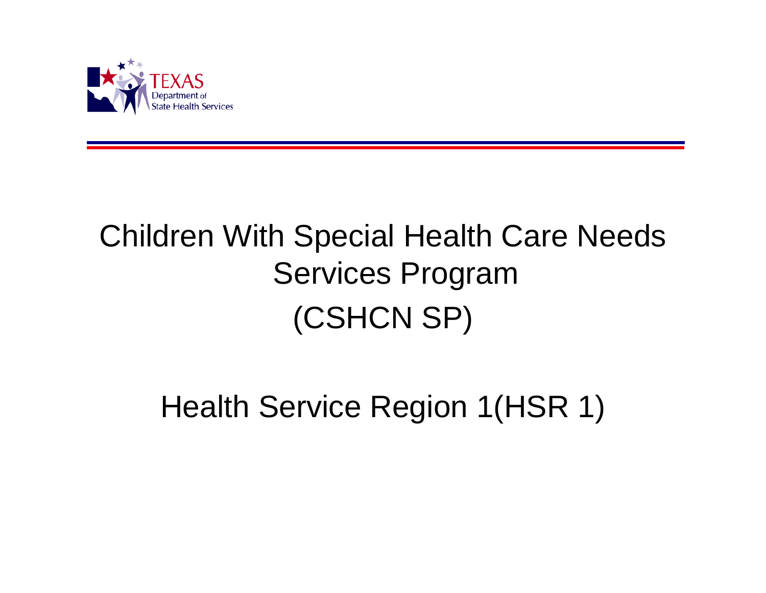TEXAS
Department of
State Health Services

# Children With Special Health Care Needs Services Program
# (CSHCN SP)

## Health Service Region 1(HSR 1)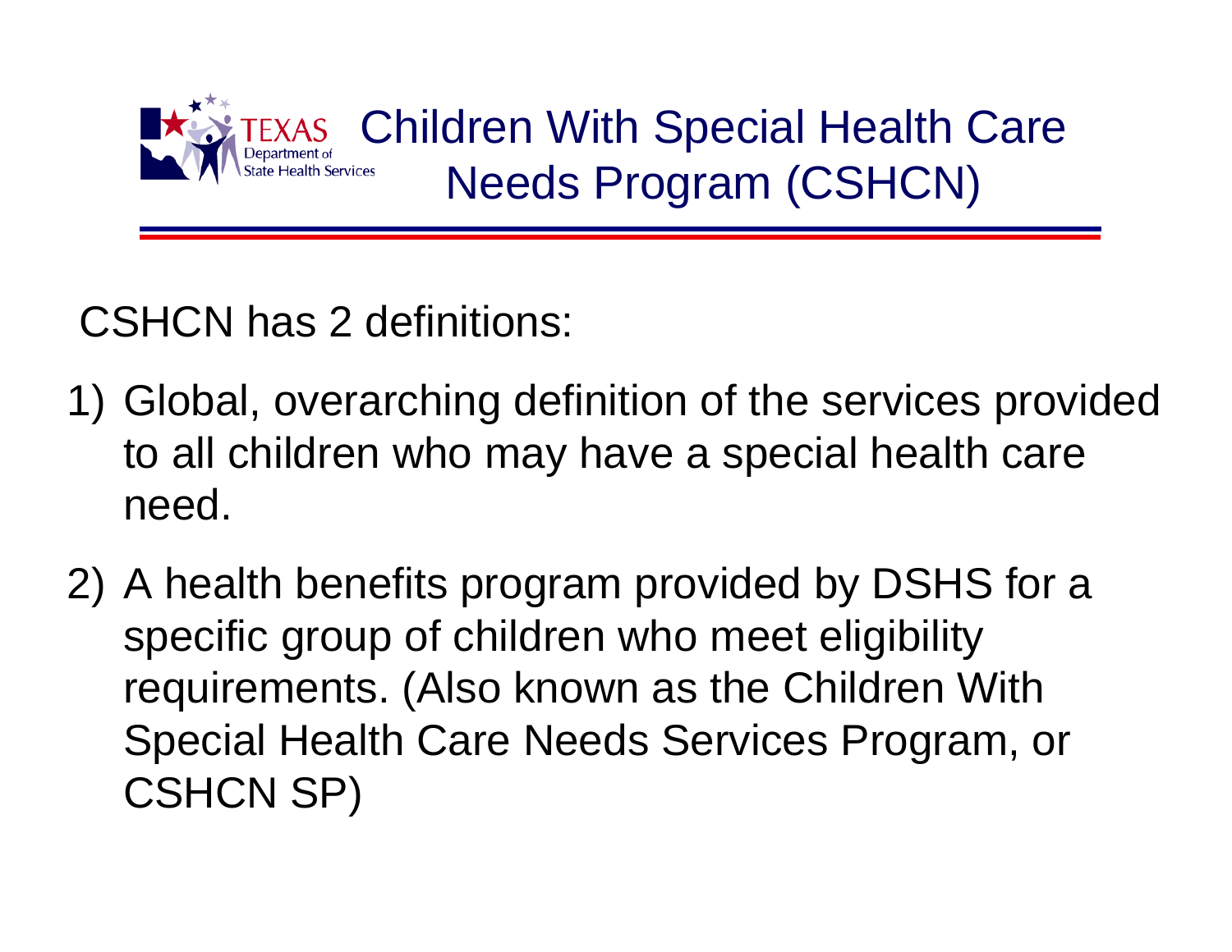# Children With Special Health Care Needs Program (CSHCN)

CSHCN has 2 definitions:

1) Global, overarching definition of the services provided to all children who may have a special health care need.
2) A health benefits program provided by DSHS for a specific group of children who meet eligibility requirements. (Also known as the Children With Special Health Care Needs Services Program, or CSHCN SP)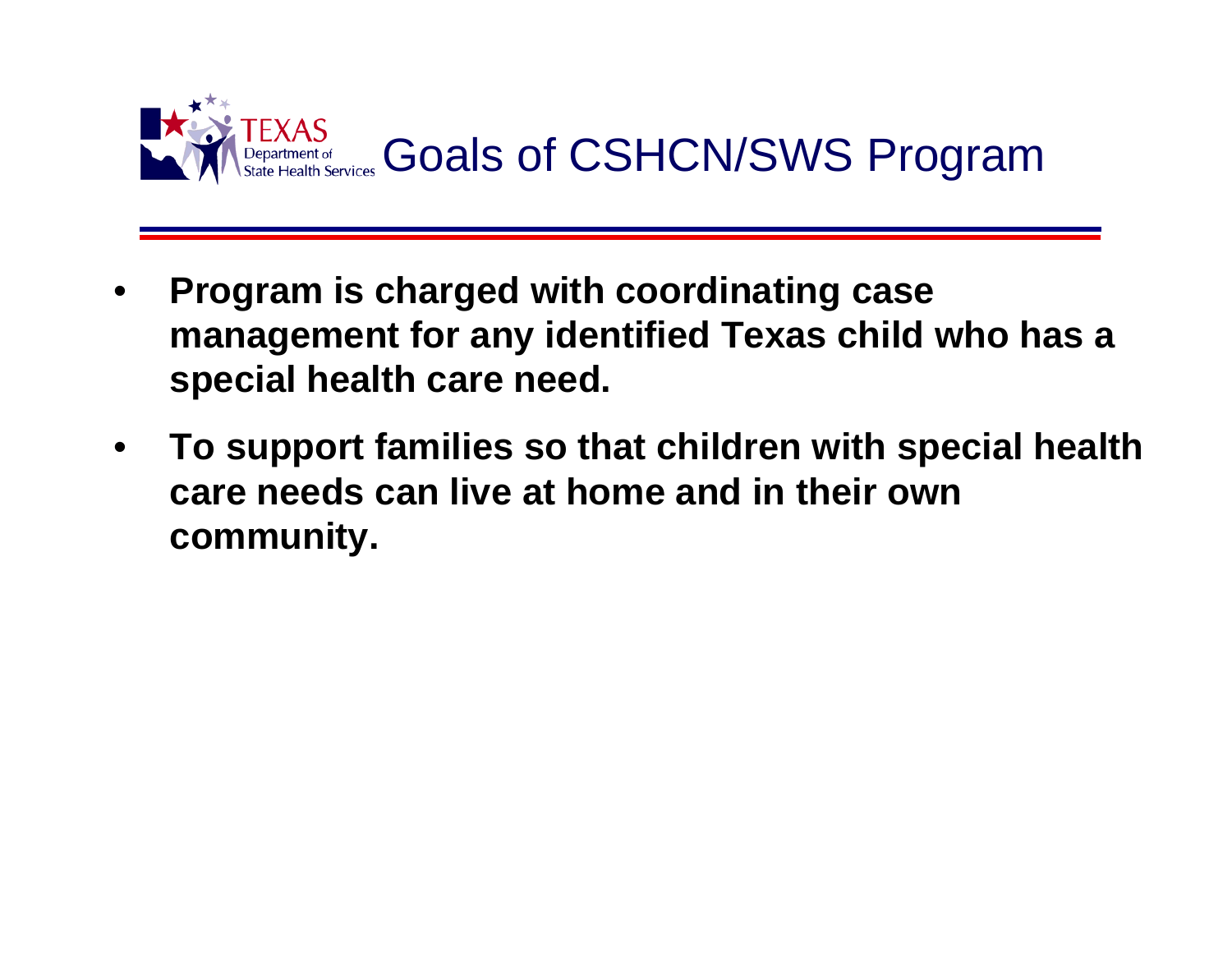# Goals of CSHCN/SWS Program

- **Program is charged with coordinating case management for any identified Texas child who has a special health care need.**
- **To support families so that children with special health care needs can live at home and in their own community.**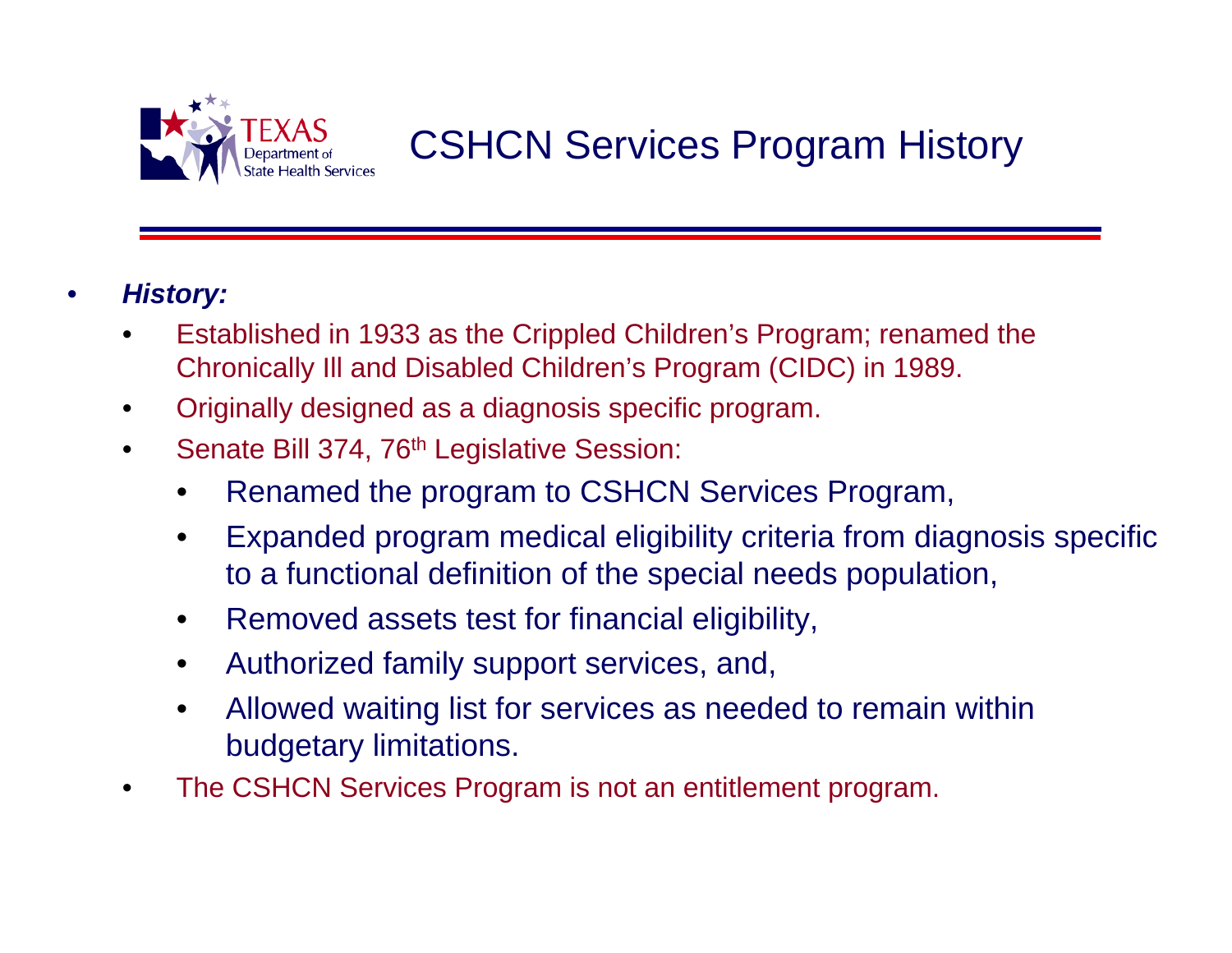# CSHCN Services Program History

- ***History:***
  - Established in 1933 as the Crippled Children's Program; renamed the Chronically Ill and Disabled Children's Program (CIDC) in 1989.
  - Originally designed as a diagnosis specific program.
  - Senate Bill 374, 76th Legislative Session:
    - Renamed the program to CSHCN Services Program,
    - Expanded program medical eligibility criteria from diagnosis specific to a functional definition of the special needs population,
    - Removed assets test for financial eligibility,
    - Authorized family support services, and,
    - Allowed waiting list for services as needed to remain within budgetary limitations.
  - The CSHCN Services Program is not an entitlement program.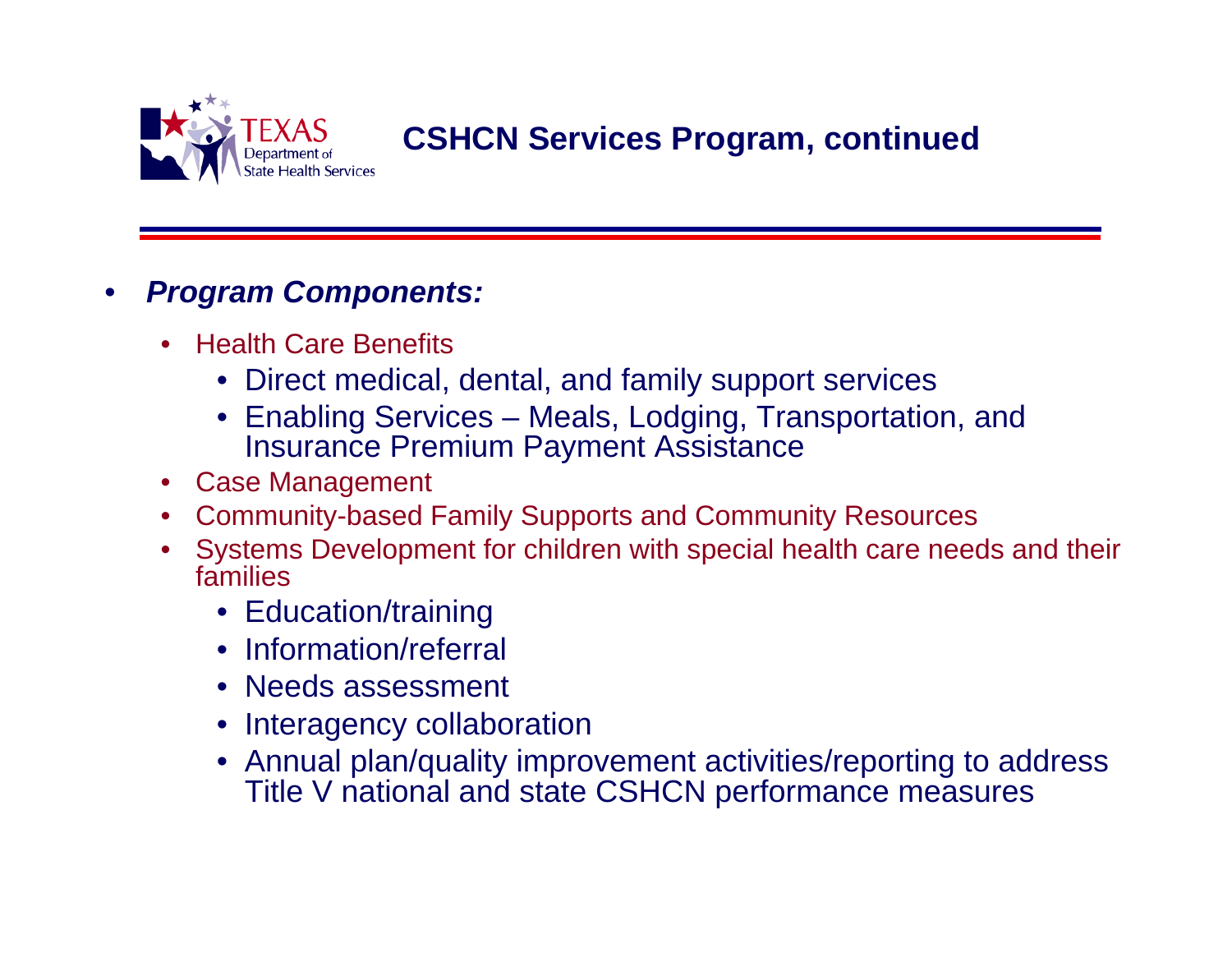# CSHCN Services Program, continued

- ***Program Components:***
  - Health Care Benefits
    - Direct medical, dental, and family support services
    - Enabling Services – Meals, Lodging, Transportation, and Insurance Premium Payment Assistance
  - Case Management
  - Community-based Family Supports and Community Resources
  - Systems Development for children with special health care needs and their families
    - Education/training
    - Information/referral
    - Needs assessment
    - Interagency collaboration
    - Annual plan/quality improvement activities/reporting to address Title V national and state CSHCN performance measures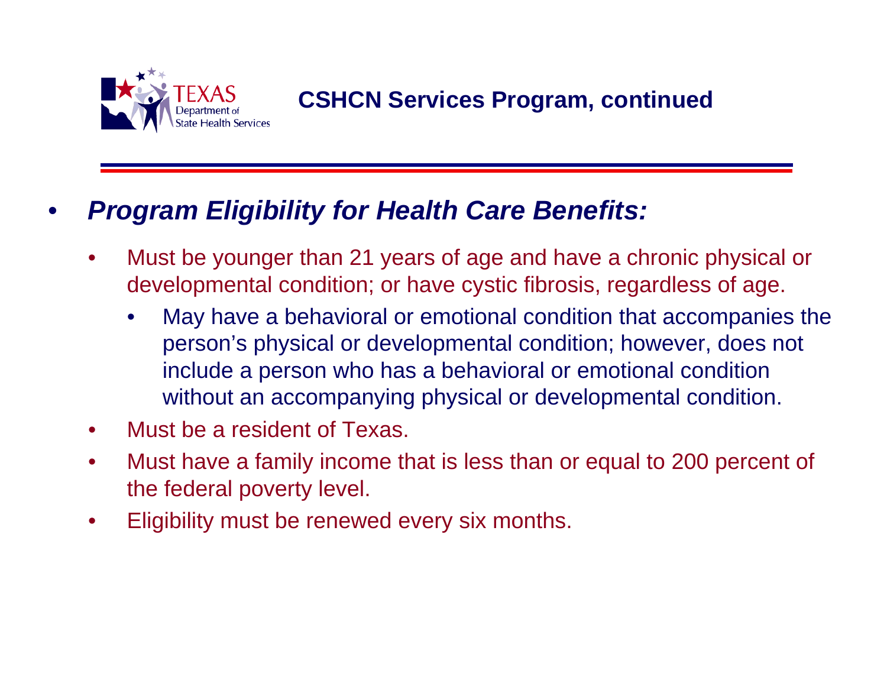# CSHCN Services Program, continued

- ***Program Eligibility for Health Care Benefits:***
  - Must be younger than 21 years of age and have a chronic physical or developmental condition; or have cystic fibrosis, regardless of age.
    - May have a behavioral or emotional condition that accompanies the person's physical or developmental condition; however, does not include a person who has a behavioral or emotional condition without an accompanying physical or developmental condition.
  - Must be a resident of Texas.
  - Must have a family income that is less than or equal to 200 percent of the federal poverty level.
  - Eligibility must be renewed every six months.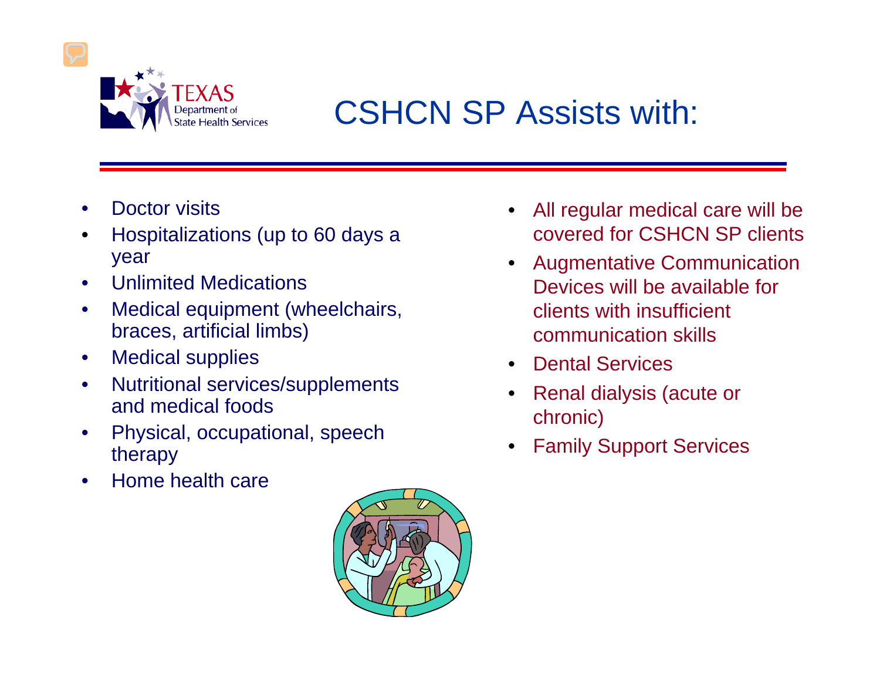# CSHCN SP Assists with:

- Doctor visits
- Hospitalizations (up to 60 days a year
- Unlimited Medications
- Medical equipment (wheelchairs, braces, artificial limbs)
- Medical supplies
- Nutritional services/supplements and medical foods
- Physical, occupational, speech therapy
- Home health care
- All regular medical care will be covered for CSHCN SP clients
- Augmentative Communication Devices will be available for clients with insufficient communication skills
- Dental Services
- Renal dialysis (acute or chronic)
- Family Support Services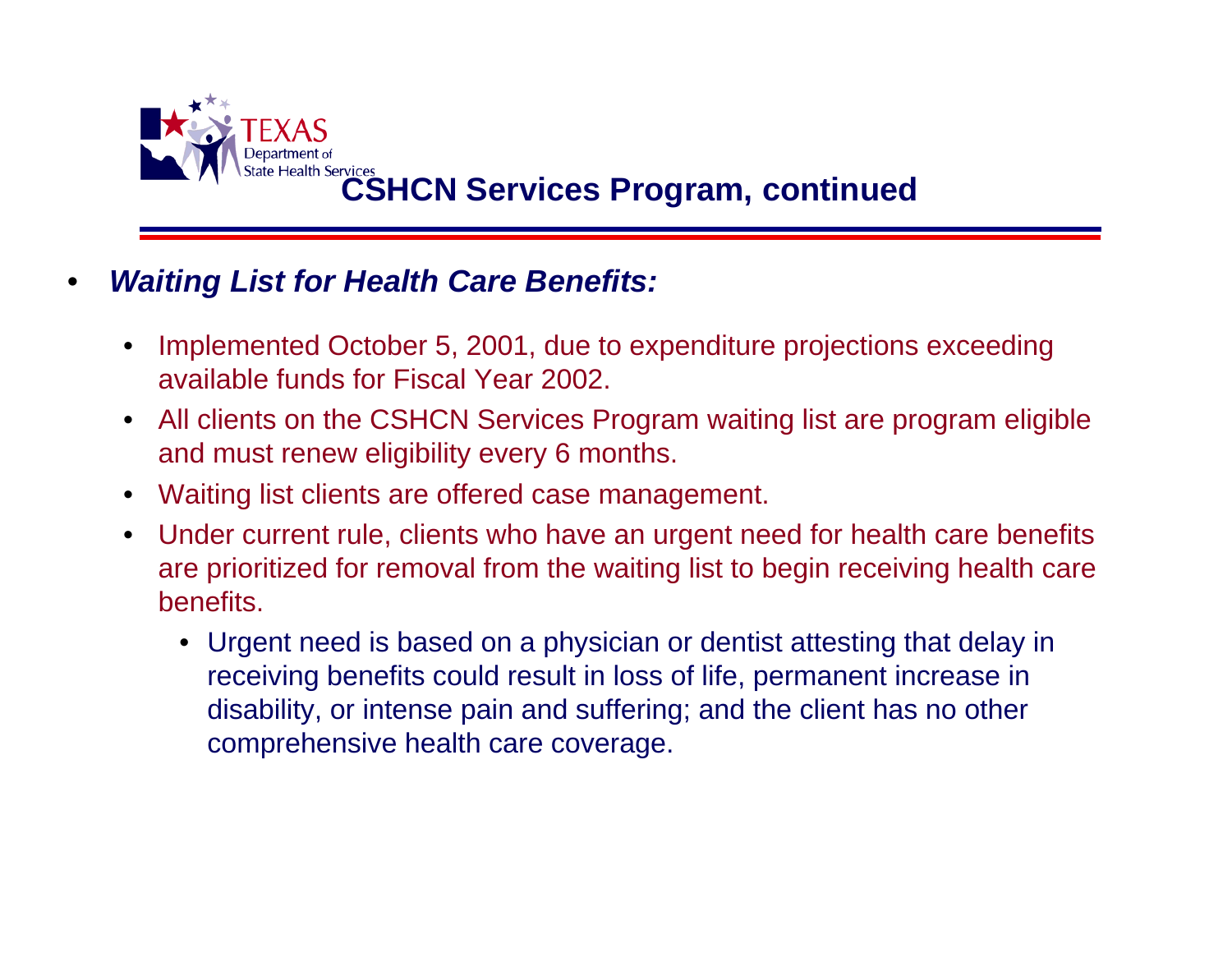# CSHCN Services Program, continued

- ***Waiting List for Health Care Benefits:***
  - Implemented October 5, 2001, due to expenditure projections exceeding available funds for Fiscal Year 2002.
  - All clients on the CSHCN Services Program waiting list are program eligible and must renew eligibility every 6 months.
  - Waiting list clients are offered case management.
  - Under current rule, clients who have an urgent need for health care benefits are prioritized for removal from the waiting list to begin receiving health care benefits.
    - Urgent need is based on a physician or dentist attesting that delay in receiving benefits could result in loss of life, permanent increase in disability, or intense pain and suffering; and the client has no other comprehensive health care coverage.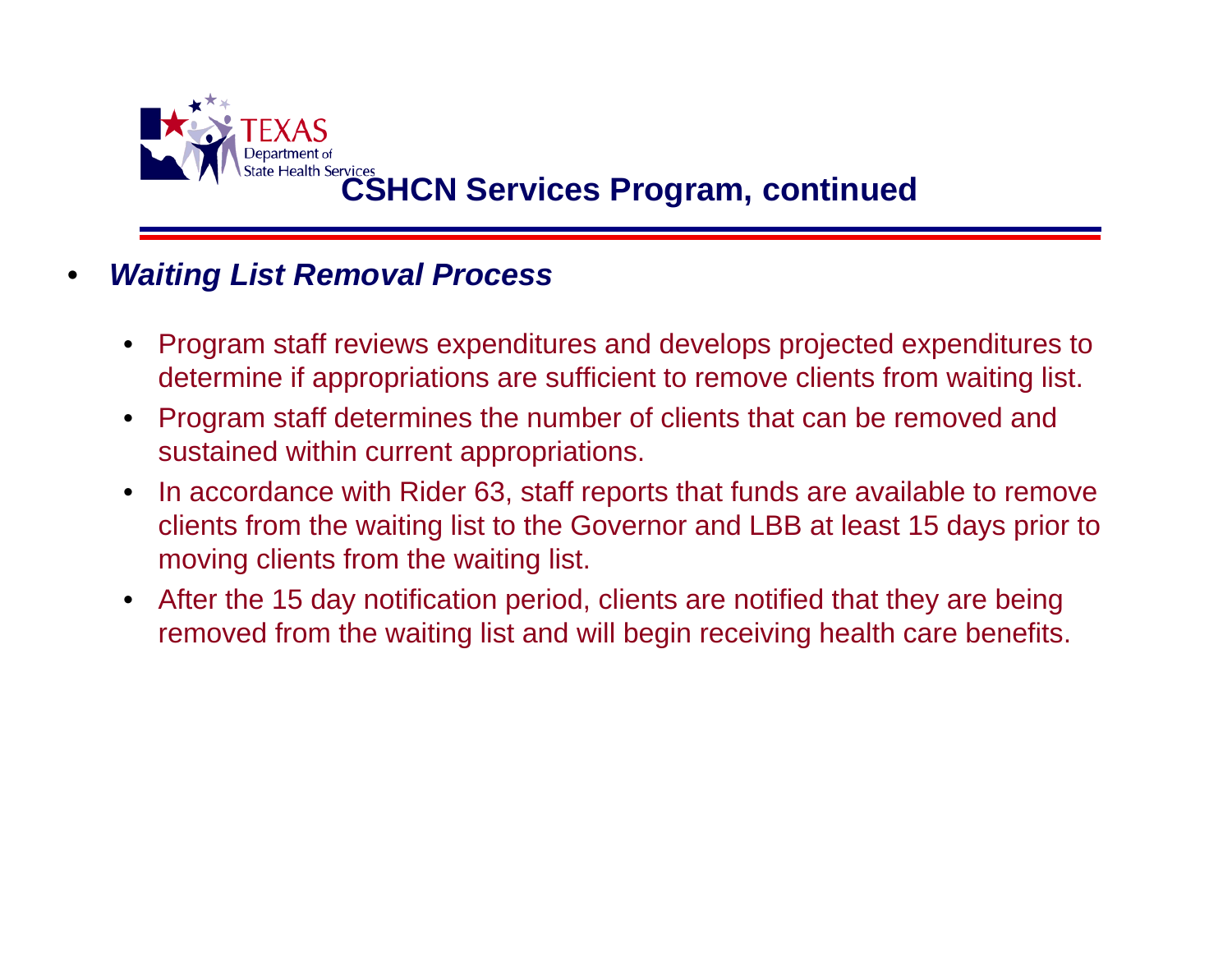# CSHCN Services Program, continued

- ***Waiting List Removal Process***
  - Program staff reviews expenditures and develops projected expenditures to determine if appropriations are sufficient to remove clients from waiting list.
  - Program staff determines the number of clients that can be removed and sustained within current appropriations.
  - In accordance with Rider 63, staff reports that funds are available to remove clients from the waiting list to the Governor and LBB at least 15 days prior to moving clients from the waiting list.
  - After the 15 day notification period, clients are notified that they are being removed from the waiting list and will begin receiving health care benefits.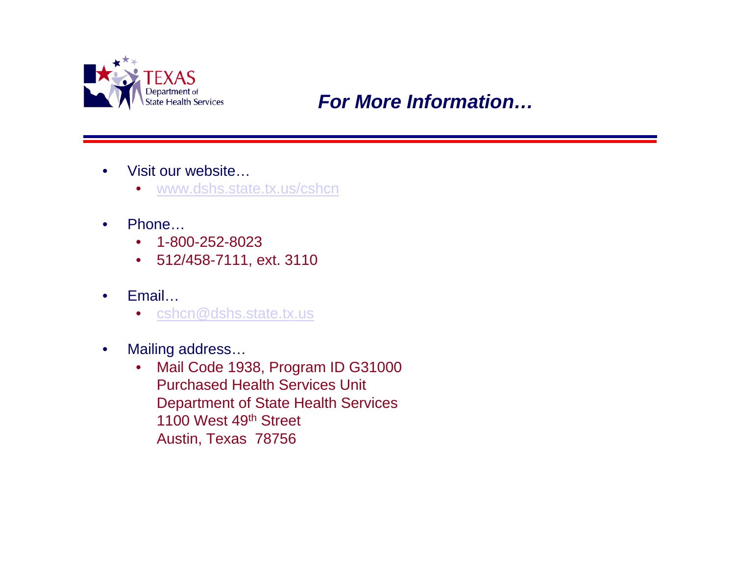## *For More Information…*

- Visit our website…
  - www.dshs.state.tx.us/cshcn
- Phone…
  - 1-800-252-8023
  - 512/458-7111, ext. 3110
- Email…
  - cshcn@dshs.state.tx.us
- Mailing address…
  - Mail Code 1938, Program ID G31000
    Purchased Health Services Unit
    Department of State Health Services
    1100 West 49th Street
    Austin, Texas  78756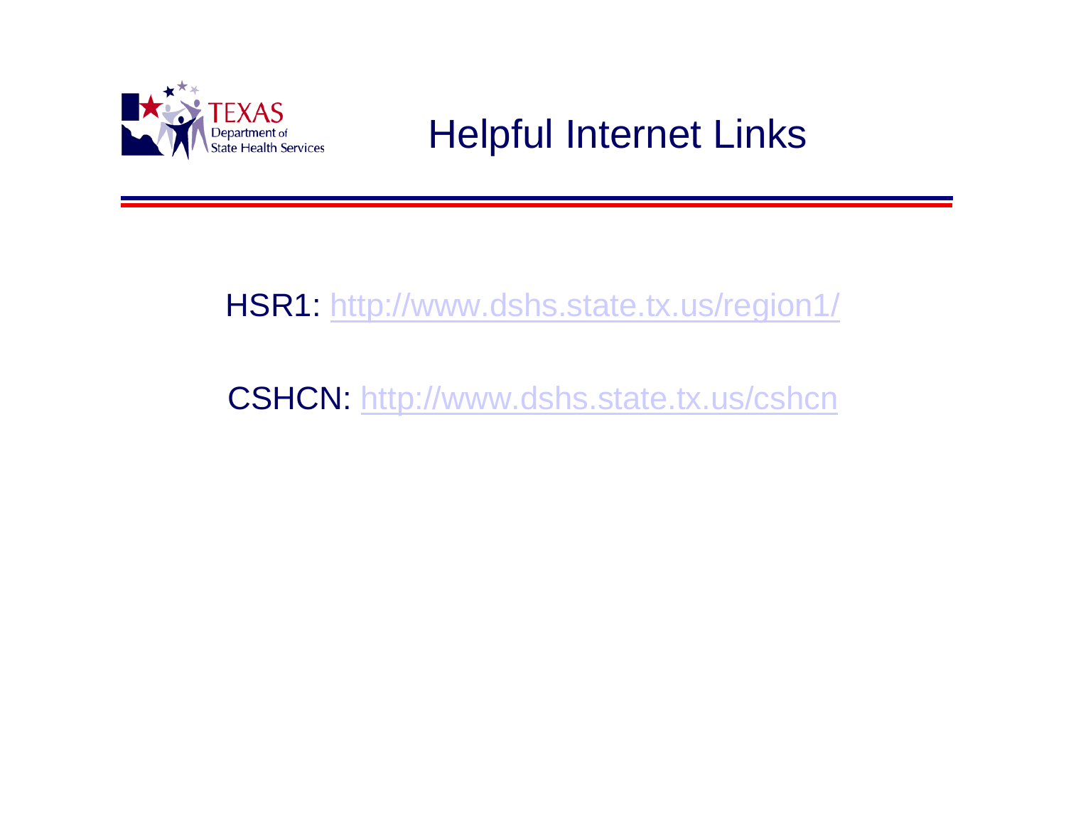TEXAS Department of State Health Services

# Helpful Internet Links

HSR1: http://www.dshs.state.tx.us/region1/

CSHCN: http://www.dshs.state.tx.us/cshcn